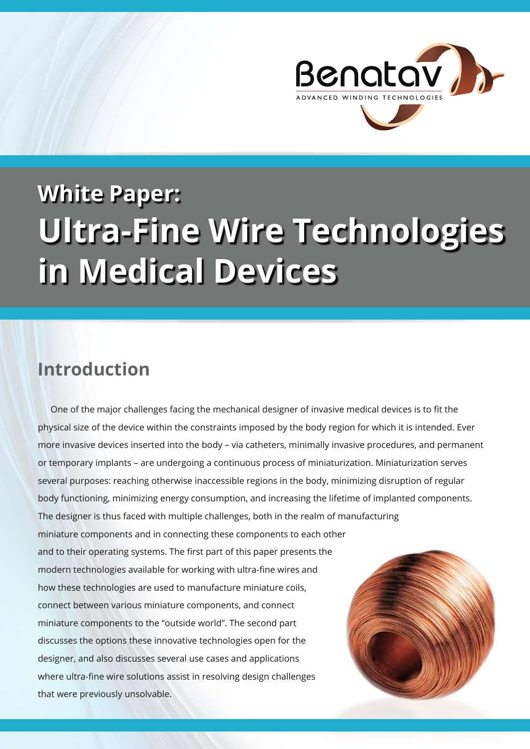Benatav

ADVANCED WINDING TECHNOLOGIES

# White Paper: Ultra-Fine Wire Technologies in Medical Devices

## Introduction

One of the major challenges facing the mechanical designer of invasive medical devices is to fit the physical size of the device within the constraints imposed by the body region for which it is intended. Ever more invasive devices inserted into the body – via catheters, minimally invasive procedures, and permanent or temporary implants – are undergoing a continuous process of miniaturization. Miniaturization serves several purposes: reaching otherwise inaccessible regions in the body, minimizing disruption of regular body functioning, minimizing energy consumption, and increasing the lifetime of implanted components. The designer is thus faced with multiple challenges, both in the realm of manufacturing miniature components and in connecting these components to each other and to their operating systems. The first part of this paper presents the modern technologies available for working with ultra-fine wires and how these technologies are used to manufacture miniature coils, connect between various miniature components, and connect miniature components to the "outside world". The second part discusses the options these innovative technologies open for the designer, and also discusses several use cases and applications where ultra-fine wire solutions assist in resolving design challenges that were previously unsolvable.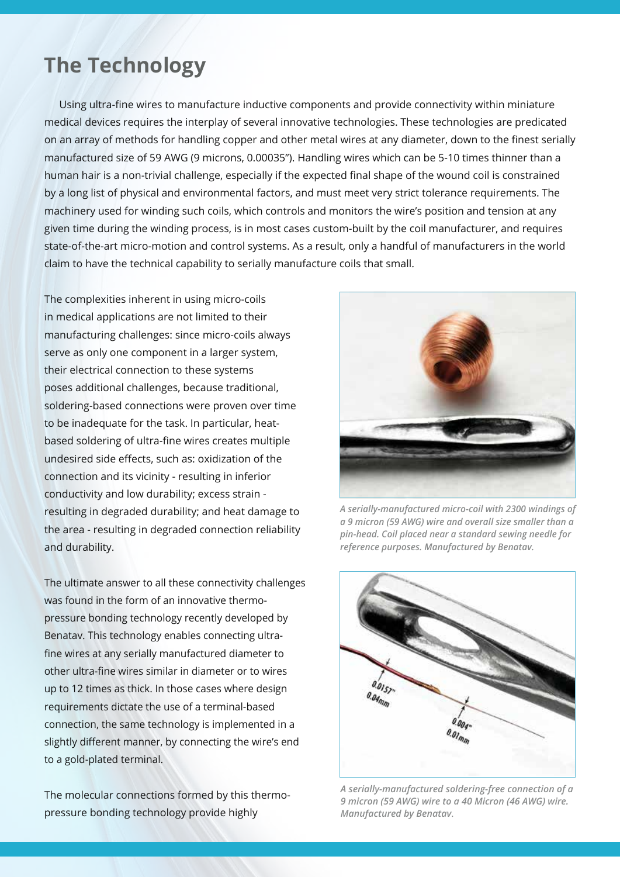# The Technology

Using ultra-fine wires to manufacture inductive components and provide connectivity within miniature medical devices requires the interplay of several innovative technologies. These technologies are predicated on an array of methods for handling copper and other metal wires at any diameter, down to the finest serially manufactured size of 59 AWG (9 microns, 0.00035"). Handling wires which can be 5-10 times thinner than a human hair is a non-trivial challenge, especially if the expected final shape of the wound coil is constrained by a long list of physical and environmental factors, and must meet very strict tolerance requirements. The machinery used for winding such coils, which controls and monitors the wire's position and tension at any given time during the winding process, is in most cases custom-built by the coil manufacturer, and requires state-of-the-art micro-motion and control systems. As a result, only a handful of manufacturers in the world claim to have the technical capability to serially manufacture coils that small.

The complexities inherent in using micro-coils in medical applications are not limited to their manufacturing challenges: since micro-coils always serve as only one component in a larger system, their electrical connection to these systems poses additional challenges, because traditional, soldering-based connections were proven over time to be inadequate for the task. In particular, heat-based soldering of ultra-fine wires creates multiple undesired side effects, such as: oxidization of the connection and its vicinity - resulting in inferior conductivity and low durability; excess strain - resulting in degraded durability; and heat damage to the area - resulting in degraded connection reliability and durability.

*A serially-manufactured micro-coil with 2300 windings of a 9 micron (59 AWG) wire and overall size smaller than a pin-head. Coil placed near a standard sewing needle for reference purposes. Manufactured by Benatav.*

The ultimate answer to all these connectivity challenges was found in the form of an innovative thermo-pressure bonding technology recently developed by Benatav. This technology enables connecting ultra-fine wires at any serially manufactured diameter to other ultra-fine wires similar in diameter or to wires up to 12 times as thick. In those cases where design requirements dictate the use of a terminal-based connection, the same technology is implemented in a slightly different manner, by connecting the wire's end to a gold-plated terminal.

*A serially-manufactured soldering-free connection of a 9 micron (59 AWG) wire to a 40 Micron (46 AWG) wire. Manufactured by Benatav.*

The molecular connections formed by this thermo-pressure bonding technology provide highly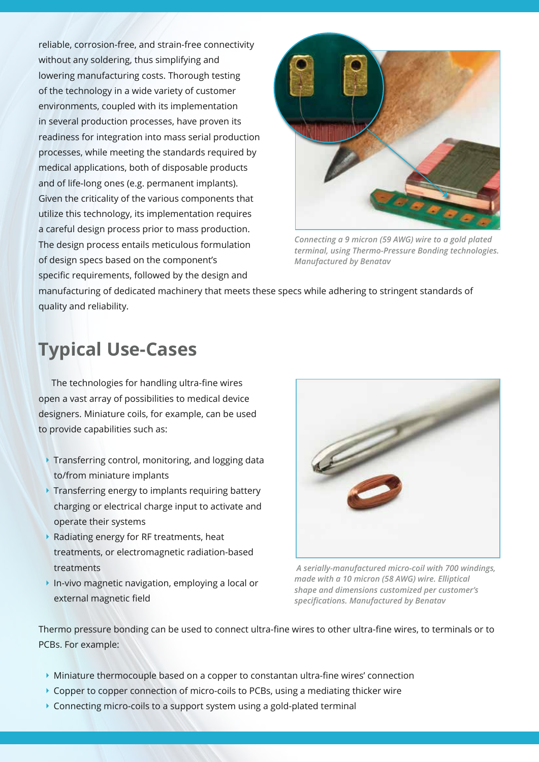reliable, corrosion-free, and strain-free connectivity without any soldering, thus simplifying and lowering manufacturing costs. Thorough testing of the technology in a wide variety of customer environments, coupled with its implementation in several production processes, have proven its readiness for integration into mass serial production processes, while meeting the standards required by medical applications, both of disposable products and of life-long ones (e.g. permanent implants). Given the criticality of the various components that utilize this technology, its implementation requires a careful design process prior to mass production. The design process entails meticulous formulation of design specs based on the component's specific requirements, followed by the design and manufacturing of dedicated machinery that meets these specs while adhering to stringent standards of quality and reliability.

*Connecting a 9 micron (59 AWG) wire to a gold plated terminal, using Thermo-Pressure Bonding technologies. Manufactured by Benatav*

## Typical Use-Cases

The technologies for handling ultra-fine wires open a vast array of possibilities to medical device designers. Miniature coils, for example, can be used to provide capabilities such as:

- Transferring control, monitoring, and logging data to/from miniature implants
- Transferring energy to implants requiring battery charging or electrical charge input to activate and operate their systems
- Radiating energy for RF treatments, heat treatments, or electromagnetic radiation-based treatments
- In-vivo magnetic navigation, employing a local or external magnetic field

*A serially-manufactured micro-coil with 700 windings, made with a 10 micron (58 AWG) wire. Elliptical shape and dimensions customized per customer's specifications. Manufactured by Benatav*

Thermo pressure bonding can be used to connect ultra-fine wires to other ultra-fine wires, to terminals or to PCBs. For example:

- Miniature thermocouple based on a copper to constantan ultra-fine wires' connection
- Copper to copper connection of micro-coils to PCBs, using a mediating thicker wire
- Connecting micro-coils to a support system using a gold-plated terminal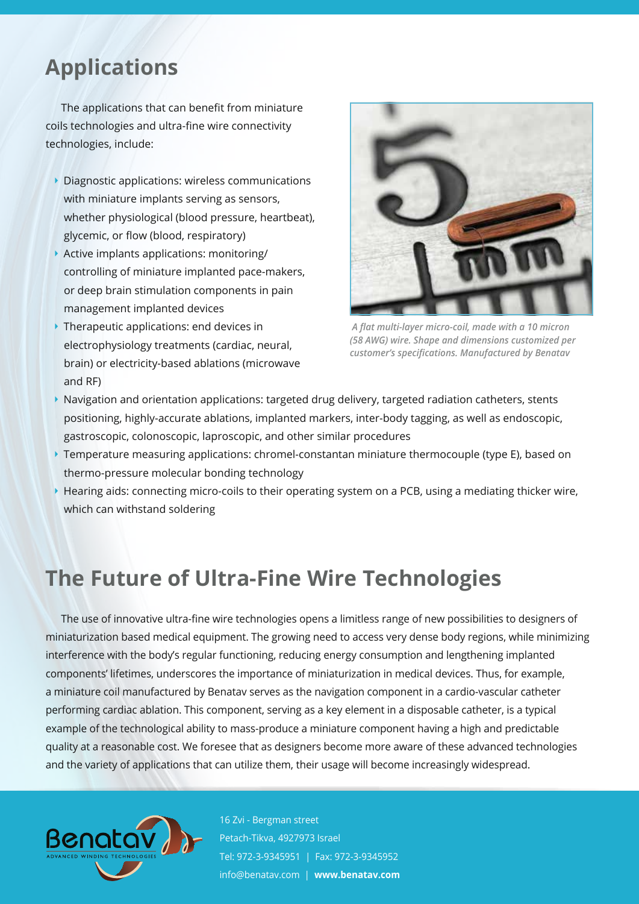## Applications

The applications that can benefit from miniature coils technologies and ultra-fine wire connectivity technologies, include:

- Diagnostic applications: wireless communications with miniature implants serving as sensors, whether physiological (blood pressure, heartbeat), glycemic, or flow (blood, respiratory)
- Active implants applications: monitoring/ controlling of miniature implanted pace-makers, or deep brain stimulation components in pain management implanted devices
- Therapeutic applications: end devices in electrophysiology treatments (cardiac, neural, brain) or electricity-based ablations (microwave and RF)
- Navigation and orientation applications: targeted drug delivery, targeted radiation catheters, stents positioning, highly-accurate ablations, implanted markers, inter-body tagging, as well as endoscopic, gastroscopic, colonoscopic, laproscopic, and other similar procedures
- Temperature measuring applications: chromel-constantan miniature thermocouple (type E), based on thermo-pressure molecular bonding technology
- Hearing aids: connecting micro-coils to their operating system on a PCB, using a mediating thicker wire, which can withstand soldering

*A flat multi-layer micro-coil, made with a 10 micron (58 AWG) wire. Shape and dimensions customized per customer's specifications. Manufactured by Benatav*

## The Future of Ultra-Fine Wire Technologies

The use of innovative ultra-fine wire technologies opens a limitless range of new possibilities to designers of miniaturization based medical equipment. The growing need to access very dense body regions, while minimizing interference with the body's regular functioning, reducing energy consumption and lengthening implanted components' lifetimes, underscores the importance of miniaturization in medical devices. Thus, for example, a miniature coil manufactured by Benatav serves as the navigation component in a cardio-vascular catheter performing cardiac ablation. This component, serving as a key element in a disposable catheter, is a typical example of the technological ability to mass-produce a miniature component having a high and predictable quality at a reasonable cost. We foresee that as designers become more aware of these advanced technologies and the variety of applications that can utilize them, their usage will become increasingly widespread.

Benatav
ADVANCED WINDING TECHNOLOGIES

16 Zvi - Bergman street
Petach-Tikva, 4927973 Israel
Tel: 972-3-9345951 | Fax: 972-3-9345952
info@benatav.com | **www.benatav.com**